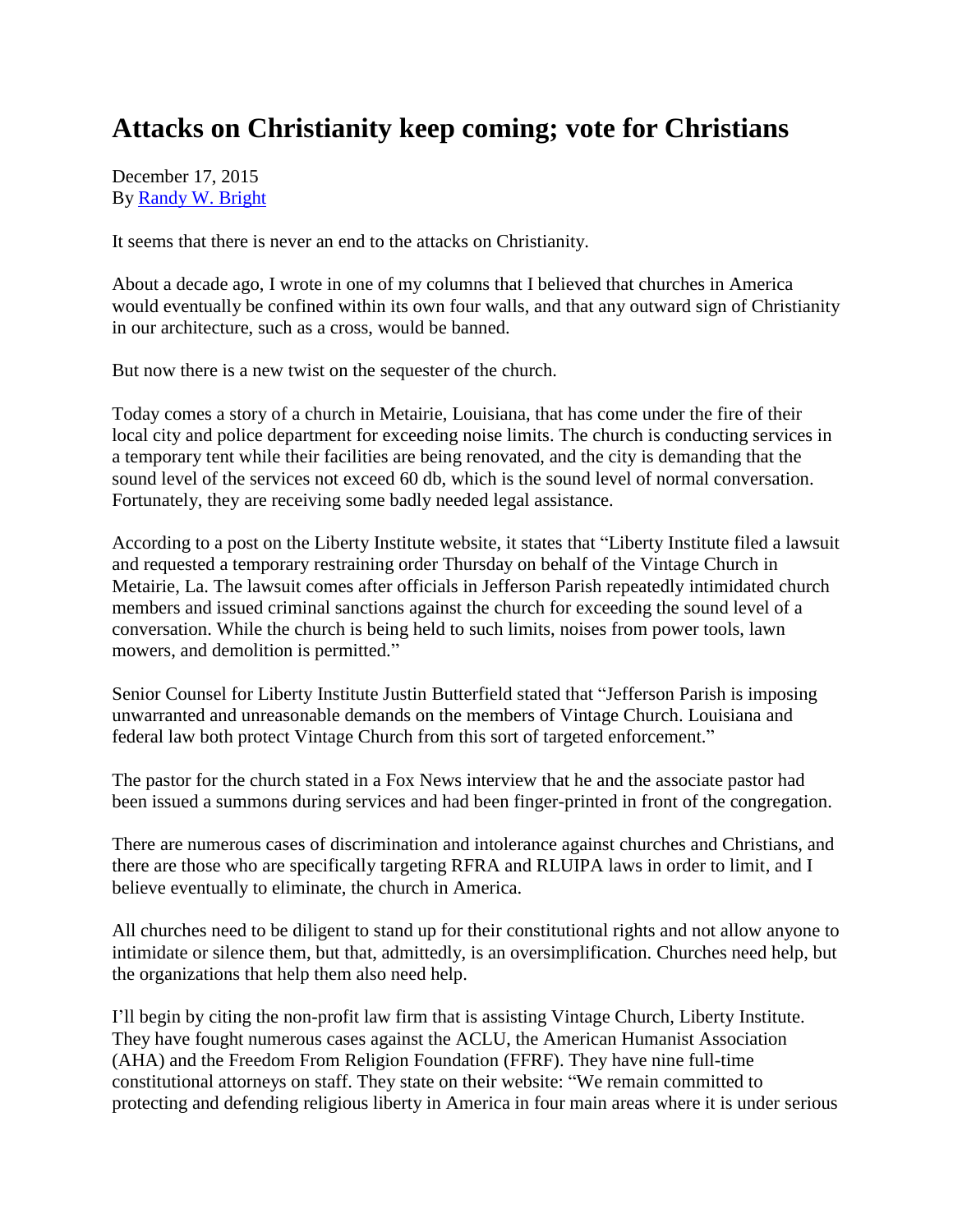# Attacks on Christianity keep coming; vote for Christians

December 17, 2015
By [Randy W. Bright]

It seems that there is never an end to the attacks on Christianity.

About a decade ago, I wrote in one of my columns that I believed that churches in America would eventually be confined within its own four walls, and that any outward sign of Christianity in our architecture, such as a cross, would be banned.

But now there is a new twist on the sequester of the church.

Today comes a story of a church in Metairie, Louisiana, that has come under the fire of their local city and police department for exceeding noise limits. The church is conducting services in a temporary tent while their facilities are being renovated, and the city is demanding that the sound level of the services not exceed 60 db, which is the sound level of normal conversation. Fortunately, they are receiving some badly needed legal assistance.

According to a post on the Liberty Institute website, it states that "Liberty Institute filed a lawsuit and requested a temporary restraining order Thursday on behalf of the Vintage Church in Metairie, La. The lawsuit comes after officials in Jefferson Parish repeatedly intimidated church members and issued criminal sanctions against the church for exceeding the sound level of a conversation. While the church is being held to such limits, noises from power tools, lawn mowers, and demolition is permitted."

Senior Counsel for Liberty Institute Justin Butterfield stated that "Jefferson Parish is imposing unwarranted and unreasonable demands on the members of Vintage Church. Louisiana and federal law both protect Vintage Church from this sort of targeted enforcement."

The pastor for the church stated in a Fox News interview that he and the associate pastor had been issued a summons during services and had been finger-printed in front of the congregation.

There are numerous cases of discrimination and intolerance against churches and Christians, and there are those who are specifically targeting RFRA and RLUIPA laws in order to limit, and I believe eventually to eliminate, the church in America.

All churches need to be diligent to stand up for their constitutional rights and not allow anyone to intimidate or silence them, but that, admittedly, is an oversimplification. Churches need help, but the organizations that help them also need help.

I'll begin by citing the non-profit law firm that is assisting Vintage Church, Liberty Institute. They have fought numerous cases against the ACLU, the American Humanist Association (AHA) and the Freedom From Religion Foundation (FFRF). They have nine full-time constitutional attorneys on staff. They state on their website: "We remain committed to protecting and defending religious liberty in America in four main areas where it is under serious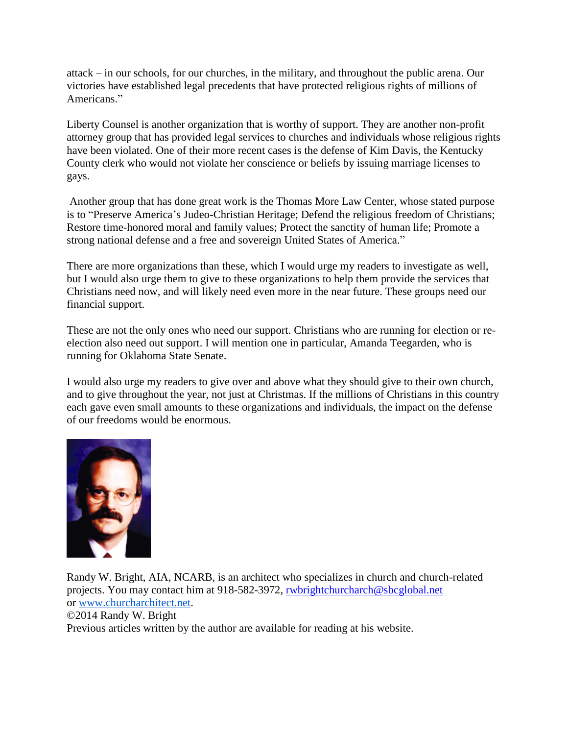attack – in our schools, for our churches, in the military, and throughout the public arena. Our victories have established legal precedents that have protected religious rights of millions of Americans."

Liberty Counsel is another organization that is worthy of support. They are another non-profit attorney group that has provided legal services to churches and individuals whose religious rights have been violated. One of their more recent cases is the defense of Kim Davis, the Kentucky County clerk who would not violate her conscience or beliefs by issuing marriage licenses to gays.

Another group that has done great work is the Thomas More Law Center, whose stated purpose is to "Preserve America's Judeo-Christian Heritage; Defend the religious freedom of Christians; Restore time-honored moral and family values; Protect the sanctity of human life; Promote a strong national defense and a free and sovereign United States of America."

There are more organizations than these, which I would urge my readers to investigate as well, but I would also urge them to give to these organizations to help them provide the services that Christians need now, and will likely need even more in the near future. These groups need our financial support.

These are not the only ones who need our support. Christians who are running for election or re-election also need out support. I will mention one in particular, Amanda Teegarden, who is running for Oklahoma State Senate.

I would also urge my readers to give over and above what they should give to their own church, and to give throughout the year, not just at Christmas. If the millions of Christians in this country each gave even small amounts to these organizations and individuals, the impact on the defense of our freedoms would be enormous.

Randy W. Bright, AIA, NCARB, is an architect who specializes in church and church-related projects. You may contact him at 918-582-3972, rwbrightchurcharch@sbcglobal.net or www.churcharchitect.net.
©2014 Randy W. Bright
Previous articles written by the author are available for reading at his website.